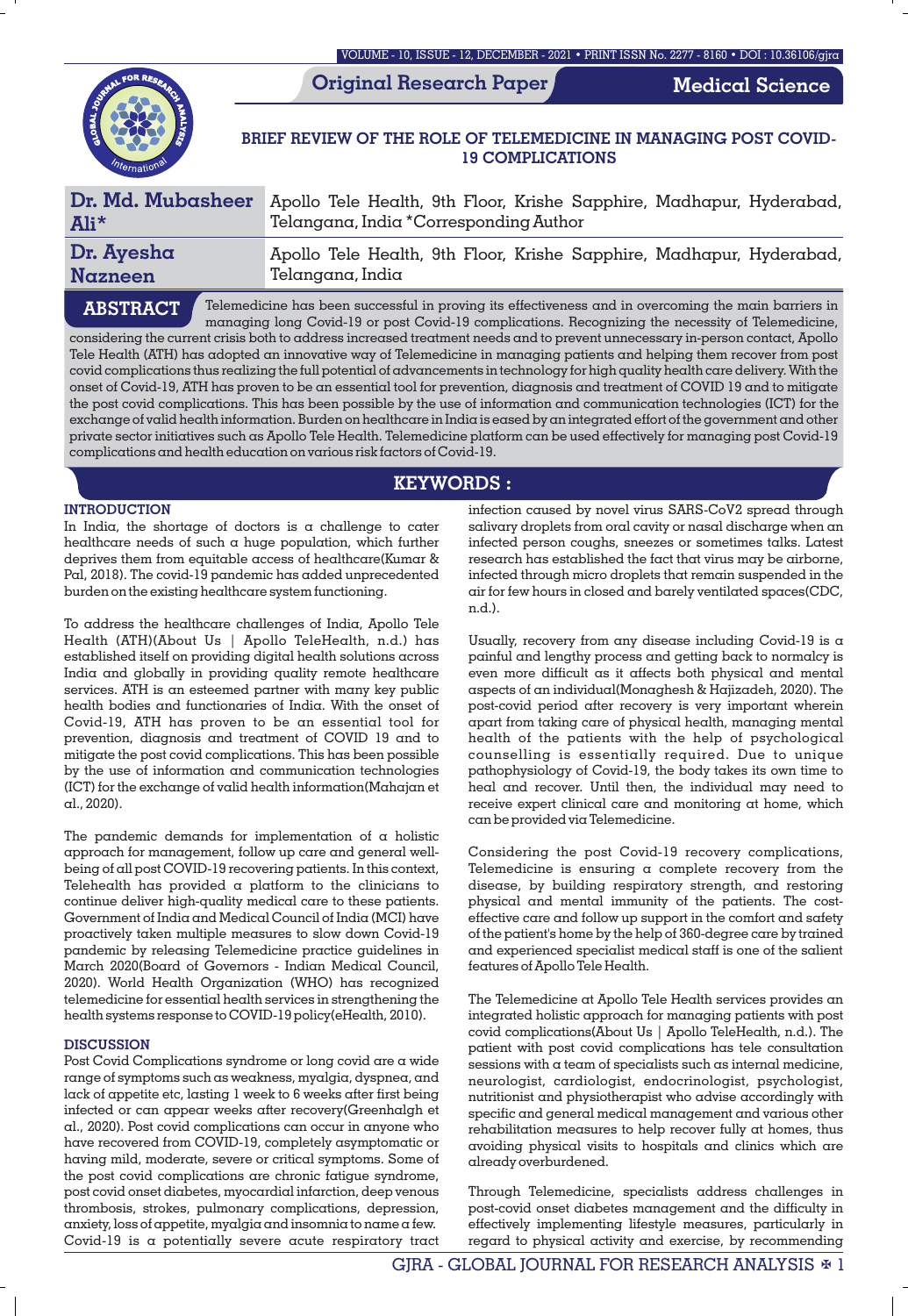Original Research Paper

Medical Science

# BRIEF REVIEW OF THE ROLE OF TELEMEDICINE IN MANAGING POST COVID-19 COMPLICATIONS

| | |
|---|---|
| **Dr. Md. Mubasheer Ali*** | Apollo Tele Health, 9th Floor, Krishe Sapphire, Madhapur, Hyderabad, Telangana, India *Corresponding Author |
| **Dr. Ayesha Nazneen** | Apollo Tele Health, 9th Floor, Krishe Sapphire, Madhapur, Hyderabad, Telangana, India |

**ABSTRACT** Telemedicine has been successful in proving its effectiveness and in overcoming the main barriers in managing long Covid-19 or post Covid-19 complications. Recognizing the necessity of Telemedicine, considering the current crisis both to address increased treatment needs and to prevent unnecessary in-person contact, Apollo Tele Health (ATH) has adopted an innovative way of Telemedicine in managing patients and helping them recover from post covid complications thus realizing the full potential of advancements in technology for high quality health care delivery. With the onset of Covid-19, ATH has proven to be an essential tool for prevention, diagnosis and treatment of COVID 19 and to mitigate the post covid complications. This has been possible by the use of information and communication technologies (ICT) for the exchange of valid health information. Burden on healthcare in India is eased by an integrated effort of the government and other private sector initiatives such as Apollo Tele Health. Telemedicine platform can be used effectively for managing post Covid-19 complications and health education on various risk factors of Covid-19.

**KEYWORDS :**

## INTRODUCTION

In India, the shortage of doctors is a challenge to cater healthcare needs of such a huge population, which further deprives them from equitable access of healthcare(Kumar & Pal, 2018). The covid-19 pandemic has added unprecedented burden on the existing healthcare system functioning.

To address the healthcare challenges of India, Apollo Tele Health (ATH)(About Us | Apollo TeleHealth, n.d.) has established itself on providing digital health solutions across India and globally in providing quality remote healthcare services. ATH is an esteemed partner with many key public health bodies and functionaries of India. With the onset of Covid-19, ATH has proven to be an essential tool for prevention, diagnosis and treatment of COVID 19 and to mitigate the post covid complications. This has been possible by the use of information and communication technologies (ICT) for the exchange of valid health information(Mahajan et al., 2020).

The pandemic demands for implementation of a holistic approach for management, follow up care and general well-being of all post COVID-19 recovering patients. In this context, Telehealth has provided a platform to the clinicians to continue deliver high-quality medical care to these patients. Government of India and Medical Council of India (MCI) have proactively taken multiple measures to slow down Covid-19 pandemic by releasing Telemedicine practice guidelines in March 2020(Board of Governors - Indian Medical Council, 2020). World Health Organization (WHO) has recognized telemedicine for essential health services in strengthening the health systems response to COVID-19 policy(eHealth, 2010).

## DISCUSSION

Post Covid Complications syndrome or long covid are a wide range of symptoms such as weakness, myalgia, dyspnea, and lack of appetite etc, lasting 1 week to 6 weeks after first being infected or can appear weeks after recovery(Greenhalgh et al., 2020). Post covid complications can occur in anyone who have recovered from COVID-19, completely asymptomatic or having mild, moderate, severe or critical symptoms. Some of the post covid complications are chronic fatigue syndrome, post covid onset diabetes, myocardial infarction, deep venous thrombosis, strokes, pulmonary complications, depression, anxiety, loss of appetite, myalgia and insomnia to name a few. Covid-19 is a potentially severe acute respiratory tract infection caused by novel virus SARS-CoV2 spread through salivary droplets from oral cavity or nasal discharge when an infected person coughs, sneezes or sometimes talks. Latest research has established the fact that virus may be airborne, infected through micro droplets that remain suspended in the air for few hours in closed and barely ventilated spaces(CDC, n.d.).

Usually, recovery from any disease including Covid-19 is a painful and lengthy process and getting back to normalcy is even more difficult as it affects both physical and mental aspects of an individual(Monaghesh & Hajizadeh, 2020). The post-covid period after recovery is very important wherein apart from taking care of physical health, managing mental health of the patients with the help of psychological counselling is essentially required. Due to unique pathophysiology of Covid-19, the body takes its own time to heal and recover. Until then, the individual may need to receive expert clinical care and monitoring at home, which can be provided via Telemedicine.

Considering the post Covid-19 recovery complications, Telemedicine is ensuring a complete recovery from the disease, by building respiratory strength, and restoring physical and mental immunity of the patients. The cost-effective care and follow up support in the comfort and safety of the patient's home by the help of 360-degree care by trained and experienced specialist medical staff is one of the salient features of Apollo Tele Health.

The Telemedicine at Apollo Tele Health services provides an integrated holistic approach for managing patients with post covid complications(About Us | Apollo TeleHealth, n.d.). The patient with post covid complications has tele consultation sessions with a team of specialists such as internal medicine, neurologist, cardiologist, endocrinologist, psychologist, nutritionist and physiotherapist who advise accordingly with specific and general medical management and various other rehabilitation measures to help recover fully at homes, thus avoiding physical visits to hospitals and clinics which are already overburdened.

Through Telemedicine, specialists address challenges in post-covid onset diabetes management and the difficulty in effectively implementing lifestyle measures, particularly in regard to physical activity and exercise, by recommending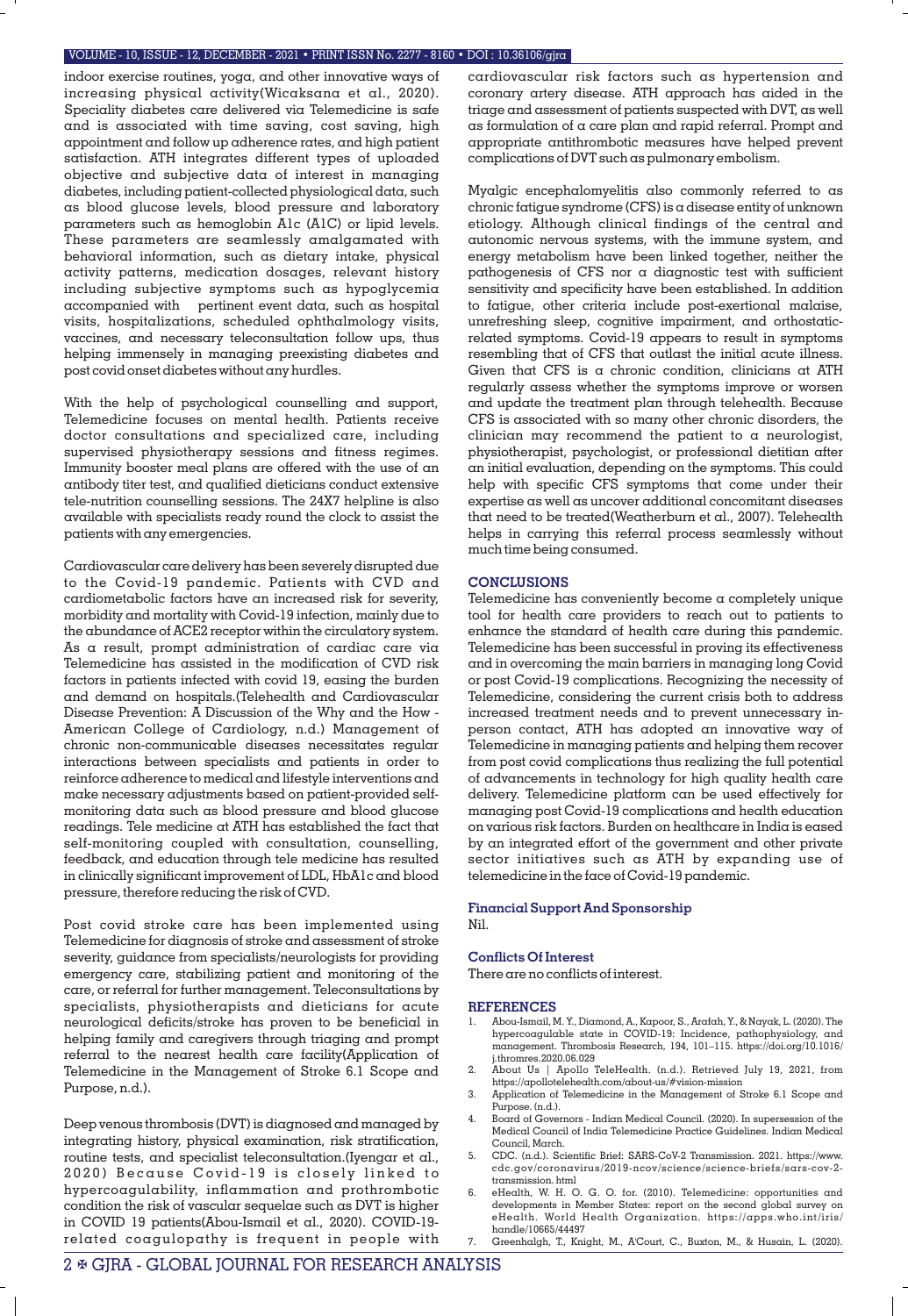indoor exercise routines, yoga, and other innovative ways of increasing physical activity(Wicaksana et al., 2020). Speciality diabetes care delivered via Telemedicine is safe and is associated with time saving, cost saving, high appointment and follow up adherence rates, and high patient satisfaction. ATH integrates different types of uploaded objective and subjective data of interest in managing diabetes, including patient-collected physiological data, such as blood glucose levels, blood pressure and laboratory parameters such as hemoglobin A1c (A1C) or lipid levels. These parameters are seamlessly amalgamated with behavioral information, such as dietary intake, physical activity patterns, medication dosages, relevant history including subjective symptoms such as hypoglycemia accompanied with pertinent event data, such as hospital visits, hospitalizations, scheduled ophthalmology visits, vaccines, and necessary teleconsultation follow ups, thus helping immensely in managing preexisting diabetes and post covid onset diabetes without any hurdles.

With the help of psychological counselling and support, Telemedicine focuses on mental health. Patients receive doctor consultations and specialized care, including supervised physiotherapy sessions and fitness regimes. Immunity booster meal plans are offered with the use of an antibody titer test, and qualified dieticians conduct extensive tele-nutrition counselling sessions. The 24X7 helpline is also available with specialists ready round the clock to assist the patients with any emergencies.

Cardiovascular care delivery has been severely disrupted due to the Covid-19 pandemic. Patients with CVD and cardiometabolic factors have an increased risk for severity, morbidity and mortality with Covid-19 infection, mainly due to the abundance of ACE2 receptor within the circulatory system. As a result, prompt administration of cardiac care via Telemedicine has assisted in the modification of CVD risk factors in patients infected with covid 19, easing the burden and demand on hospitals.(Telehealth and Cardiovascular Disease Prevention: A Discussion of the Why and the How - American College of Cardiology, n.d.) Management of chronic non-communicable diseases necessitates regular interactions between specialists and patients in order to reinforce adherence to medical and lifestyle interventions and make necessary adjustments based on patient-provided self-monitoring data such as blood pressure and blood glucose readings. Tele medicine at ATH has established the fact that self-monitoring coupled with consultation, counselling, feedback, and education through tele medicine has resulted in clinically significant improvement of LDL, HbA1c and blood pressure, therefore reducing the risk of CVD.

Post covid stroke care has been implemented using Telemedicine for diagnosis of stroke and assessment of stroke severity, guidance from specialists/neurologists for providing emergency care, stabilizing patient and monitoring of the care, or referral for further management. Teleconsultations by specialists, physiotherapists and dieticians for acute neurological deficits/stroke has proven to be beneficial in helping family and caregivers through triaging and prompt referral to the nearest health care facility(Application of Telemedicine in the Management of Stroke 6.1 Scope and Purpose, n.d.).

Deep venous thrombosis (DVT) is diagnosed and managed by integrating history, physical examination, risk stratification, routine tests, and specialist teleconsultation.(Iyengar et al., 2020) Because Covid-19 is closely linked to hypercoagulability, inflammation and prothrombotic condition the risk of vascular sequelae such as DVT is higher in COVID 19 patients(Abou-Ismail et al., 2020). COVID-19-related coagulopathy is frequent in people with cardiovascular risk factors such as hypertension and coronary artery disease. ATH approach has aided in the triage and assessment of patients suspected with DVT, as well as formulation of a care plan and rapid referral. Prompt and appropriate antithrombotic measures have helped prevent complications of DVT such as pulmonary embolism.

Myalgic encephalomyelitis also commonly referred to as chronic fatigue syndrome (CFS) is a disease entity of unknown etiology. Although clinical findings of the central and autonomic nervous systems, with the immune system, and energy metabolism have been linked together, neither the pathogenesis of CFS nor a diagnostic test with sufficient sensitivity and specificity have been established. In addition to fatigue, other criteria include post-exertional malaise, unrefreshing sleep, cognitive impairment, and orthostatic-related symptoms. Covid-19 appears to result in symptoms resembling that of CFS that outlast the initial acute illness. Given that CFS is a chronic condition, clinicians at ATH regularly assess whether the symptoms improve or worsen and update the treatment plan through telehealth. Because CFS is associated with so many other chronic disorders, the clinician may recommend the patient to a neurologist, physiotherapist, psychologist, or professional dietitian after an initial evaluation, depending on the symptoms. This could help with specific CFS symptoms that come under their expertise as well as uncover additional concomitant diseases that need to be treated(Weatherburn et al., 2007). Telehealth helps in carrying this referral process seamlessly without much time being consumed.

## CONCLUSIONS

Telemedicine has conveniently become a completely unique tool for health care providers to reach out to patients to enhance the standard of health care during this pandemic. Telemedicine has been successful in proving its effectiveness and in overcoming the main barriers in managing long Covid or post Covid-19 complications. Recognizing the necessity of Telemedicine, considering the current crisis both to address increased treatment needs and to prevent unnecessary in-person contact, ATH has adopted an innovative way of Telemedicine in managing patients and helping them recover from post covid complications thus realizing the full potential of advancements in technology for high quality health care delivery. Telemedicine platform can be used effectively for managing post Covid-19 complications and health education on various risk factors. Burden on healthcare in India is eased by an integrated effort of the government and other private sector initiatives such as ATH by expanding use of telemedicine in the face of Covid-19 pandemic.

### Financial Support And Sponsorship

Nil.

### Conflicts Of Interest

There are no conflicts of interest.

## REFERENCES

1. Abou-Ismail, M. Y., Diamond, A., Kapoor, S., Arafah, Y., & Nayak, L. (2020). The hypercoagulable state in COVID-19: Incidence, pathophysiology, and management. Thrombosis Research, 194, 101–115. https://doi.org/10.1016/j.thromres.2020.06.029
2. About Us | Apollo TeleHealth. (n.d.). Retrieved July 19, 2021, from https://apollotelehealth.com/about-us/#vision-mission
3. Application of Telemedicine in the Management of Stroke 6.1 Scope and Purpose. (n.d.).
4. Board of Governors - Indian Medical Council. (2020). In supersession of the Medical Council of India Telemedicine Practice Guidelines. Indian Medical Council, March.
5. CDC. (n.d.). Scientific Brief: SARS-CoV-2 Transmission. 2021. https://www.cdc.gov/coronavirus/2019-ncov/science/science-briefs/sars-cov-2-transmission.html
6. eHealth, W. H. O. G. O. for. (2010). Telemedicine: opportunities and developments in Member States: report on the second global survey on eHealth. World Health Organization. https://apps.who.int/iris/handle/10665/44497
7. Greenhalgh, T., Knight, M., A'Court, C., Buxton, M., & Husain, L. (2020).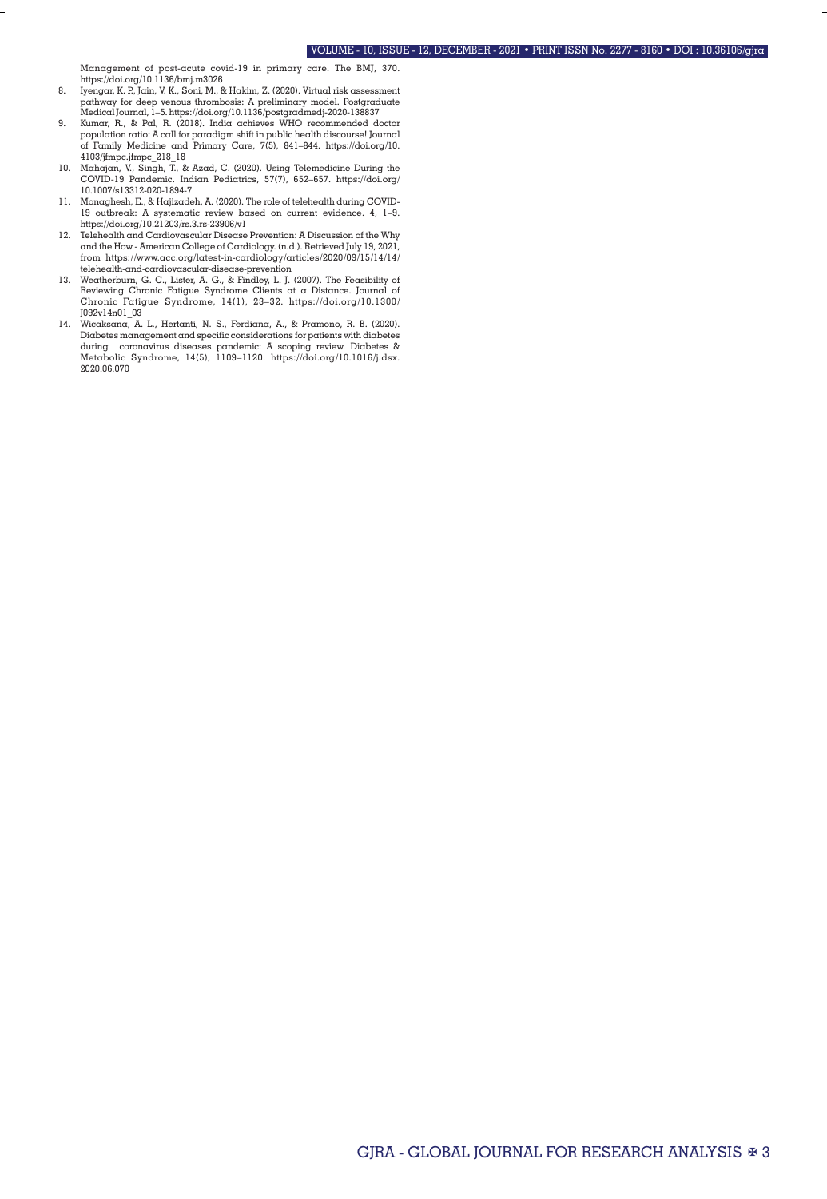Management of post-acute covid-19 in primary care. The BMJ, 370. https://doi.org/10.1136/bmj.m3026

8. Iyengar, K. P., Jain, V. K., Soni, M., & Hakim, Z. (2020). Virtual risk assessment pathway for deep venous thrombosis: A preliminary model. Postgraduate Medical Journal, 1–5. https://doi.org/10.1136/postgradmedj-2020-138837
9. Kumar, R., & Pal, R. (2018). India achieves WHO recommended doctor population ratio: A call for paradigm shift in public health discourse! Journal of Family Medicine and Primary Care, 7(5), 841–844. https://doi.org/10.4103/jfmpc.jfmpc_218_18
10. Mahajan, V., Singh, T., & Azad, C. (2020). Using Telemedicine During the COVID-19 Pandemic. Indian Pediatrics, 57(7), 652–657. https://doi.org/10.1007/s13312-020-1894-7
11. Monaghesh, E., & Hajizadeh, A. (2020). The role of telehealth during COVID-19 outbreak: A systematic review based on current evidence. 4, 1–9. https://doi.org/10.21203/rs.3.rs-23906/v1
12. Telehealth and Cardiovascular Disease Prevention: A Discussion of the Why and the How - American College of Cardiology. (n.d.). Retrieved July 19, 2021, from https://www.acc.org/latest-in-cardiology/articles/2020/09/15/14/14/telehealth-and-cardiovascular-disease-prevention
13. Weatherburn, G. C., Lister, A. G., & Findley, L. J. (2007). The Feasibility of Reviewing Chronic Fatigue Syndrome Clients at a Distance. Journal of Chronic Fatigue Syndrome, 14(1), 23–32. https://doi.org/10.1300/J092v14n01_03
14. Wicaksana, A. L., Hertanti, N. S., Ferdiana, A., & Pramono, R. B. (2020). Diabetes management and specific considerations for patients with diabetes during coronavirus diseases pandemic: A scoping review. Diabetes & Metabolic Syndrome, 14(5), 1109–1120. https://doi.org/10.1016/j.dsx.2020.06.070